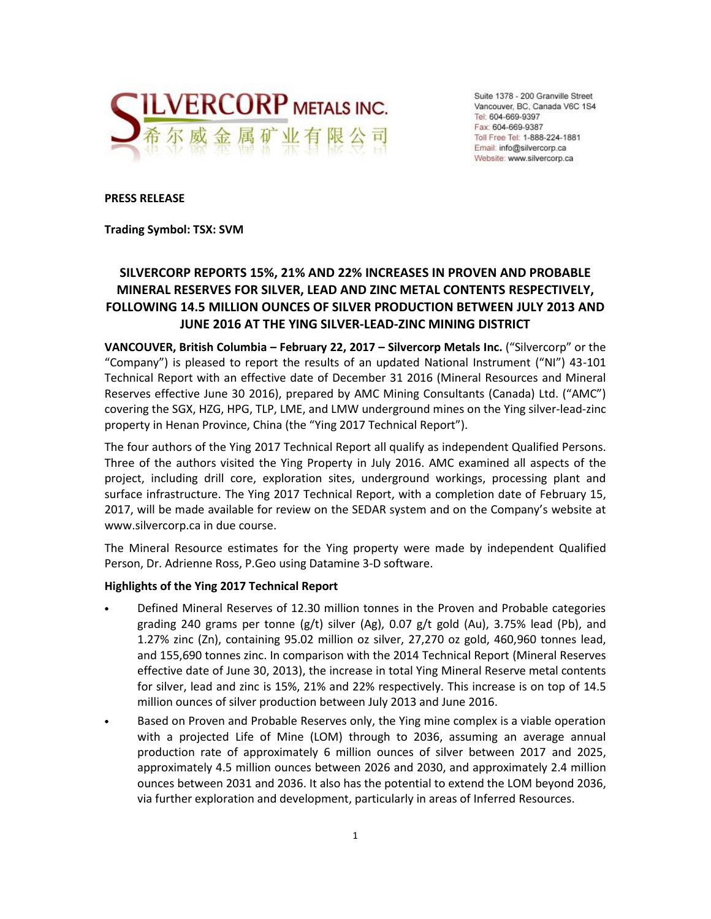**PRESS RELEASE**

**Trading Symbol: TSX: SVM**

# SILVERCORP REPORTS 15%, 21% AND 22% INCREASES IN PROVEN AND PROBABLE MINERAL RESERVES FOR SILVER, LEAD AND ZINC METAL CONTENTS RESPECTIVELY, FOLLOWING 14.5 MILLION OUNCES OF SILVER PRODUCTION BETWEEN JULY 2013 AND JUNE 2016 AT THE YING SILVER-LEAD-ZINC MINING DISTRICT

**VANCOUVER, British Columbia – February 22, 2017 – Silvercorp Metals Inc.** ("Silvercorp" or the "Company") is pleased to report the results of an updated National Instrument ("NI") 43-101 Technical Report with an effective date of December 31 2016 (Mineral Resources and Mineral Reserves effective June 30 2016), prepared by AMC Mining Consultants (Canada) Ltd. ("AMC") covering the SGX, HZG, HPG, TLP, LME, and LMW underground mines on the Ying silver-lead-zinc property in Henan Province, China (the "Ying 2017 Technical Report").

The four authors of the Ying 2017 Technical Report all qualify as independent Qualified Persons. Three of the authors visited the Ying Property in July 2016. AMC examined all aspects of the project, including drill core, exploration sites, underground workings, processing plant and surface infrastructure. The Ying 2017 Technical Report, with a completion date of February 15, 2017, will be made available for review on the SEDAR system and on the Company's website at www.silvercorp.ca in due course.

The Mineral Resource estimates for the Ying property were made by independent Qualified Person, Dr. Adrienne Ross, P.Geo using Datamine 3-D software.

**Highlights of the Ying 2017 Technical Report**

- Defined Mineral Reserves of 12.30 million tonnes in the Proven and Probable categories grading 240 grams per tonne (g/t) silver (Ag), 0.07 g/t gold (Au), 3.75% lead (Pb), and 1.27% zinc (Zn), containing 95.02 million oz silver, 27,270 oz gold, 460,960 tonnes lead, and 155,690 tonnes zinc. In comparison with the 2014 Technical Report (Mineral Reserves effective date of June 30, 2013), the increase in total Ying Mineral Reserve metal contents for silver, lead and zinc is 15%, 21% and 22% respectively. This increase is on top of 14.5 million ounces of silver production between July 2013 and June 2016.
- Based on Proven and Probable Reserves only, the Ying mine complex is a viable operation with a projected Life of Mine (LOM) through to 2036, assuming an average annual production rate of approximately 6 million ounces of silver between 2017 and 2025, approximately 4.5 million ounces between 2026 and 2030, and approximately 2.4 million ounces between 2031 and 2036. It also has the potential to extend the LOM beyond 2036, via further exploration and development, particularly in areas of Inferred Resources.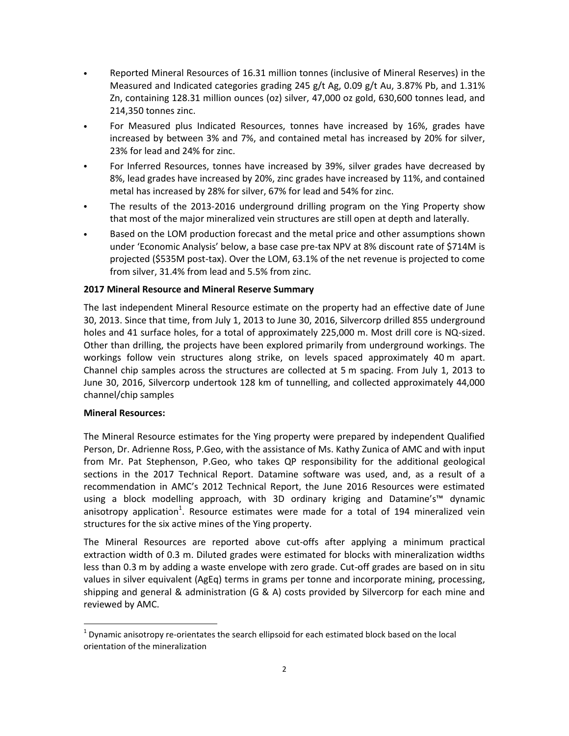- Reported Mineral Resources of 16.31 million tonnes (inclusive of Mineral Reserves) in the Measured and Indicated categories grading 245 g/t Ag, 0.09 g/t Au, 3.87% Pb, and 1.31% Zn, containing 128.31 million ounces (oz) silver, 47,000 oz gold, 630,600 tonnes lead, and 214,350 tonnes zinc.
- For Measured plus Indicated Resources, tonnes have increased by 16%, grades have increased by between 3% and 7%, and contained metal has increased by 20% for silver, 23% for lead and 24% for zinc.
- For Inferred Resources, tonnes have increased by 39%, silver grades have decreased by 8%, lead grades have increased by 20%, zinc grades have increased by 11%, and contained metal has increased by 28% for silver, 67% for lead and 54% for zinc.
- The results of the 2013-2016 underground drilling program on the Ying Property show that most of the major mineralized vein structures are still open at depth and laterally.
- Based on the LOM production forecast and the metal price and other assumptions shown under 'Economic Analysis' below, a base case pre-tax NPV at 8% discount rate of $714M is projected ($535M post-tax). Over the LOM, 63.1% of the net revenue is projected to come from silver, 31.4% from lead and 5.5% from zinc.

**2017 Mineral Resource and Mineral Reserve Summary**

The last independent Mineral Resource estimate on the property had an effective date of June 30, 2013. Since that time, from July 1, 2013 to June 30, 2016, Silvercorp drilled 855 underground holes and 41 surface holes, for a total of approximately 225,000 m. Most drill core is NQ-sized. Other than drilling, the projects have been explored primarily from underground workings. The workings follow vein structures along strike, on levels spaced approximately 40 m apart. Channel chip samples across the structures are collected at 5 m spacing. From July 1, 2013 to June 30, 2016, Silvercorp undertook 128 km of tunnelling, and collected approximately 44,000 channel/chip samples

**Mineral Resources:**

The Mineral Resource estimates for the Ying property were prepared by independent Qualified Person, Dr. Adrienne Ross, P.Geo, with the assistance of Ms. Kathy Zunica of AMC and with input from Mr. Pat Stephenson, P.Geo, who takes QP responsibility for the additional geological sections in the 2017 Technical Report. Datamine software was used, and, as a result of a recommendation in AMC's 2012 Technical Report, the June 2016 Resources were estimated using a block modelling approach, with 3D ordinary kriging and Datamine's™ dynamic anisotropy application[1]. Resource estimates were made for a total of 194 mineralized vein structures for the six active mines of the Ying property.

The Mineral Resources are reported above cut-offs after applying a minimum practical extraction width of 0.3 m. Diluted grades were estimated for blocks with mineralization widths less than 0.3 m by adding a waste envelope with zero grade. Cut-off grades are based on in situ values in silver equivalent (AgEq) terms in grams per tonne and incorporate mining, processing, shipping and general & administration (G & A) costs provided by Silvercorp for each mine and reviewed by AMC.

[1] Dynamic anisotropy re-orientates the search ellipsoid for each estimated block based on the local orientation of the mineralization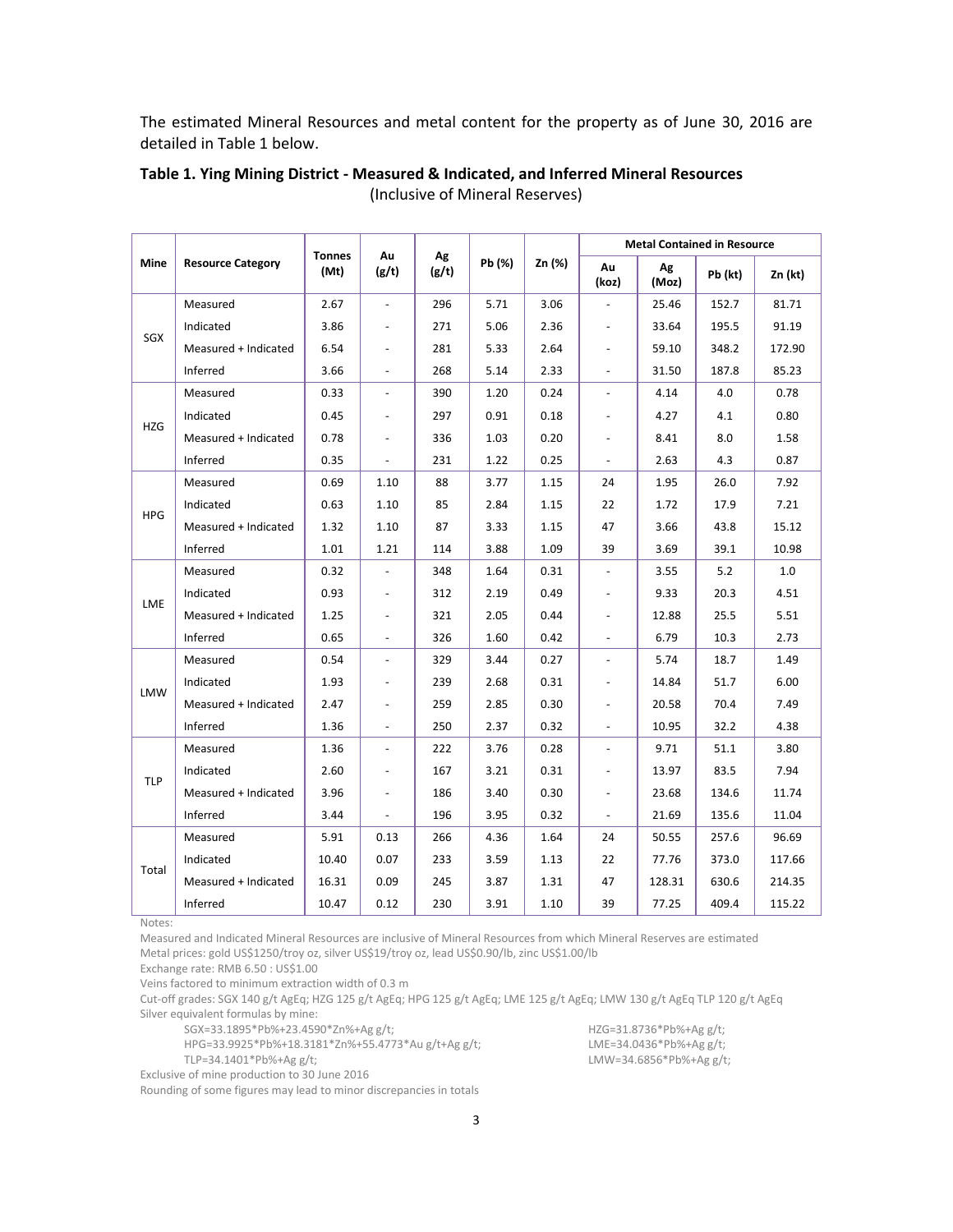The estimated Mineral Resources and metal content for the property as of June 30, 2016 are detailed in Table 1 below.

**Table 1. Ying Mining District - Measured & Indicated, and Inferred Mineral Resources**
(Inclusive of Mineral Reserves)

| Mine | Resource Category | Tonnes (Mt) | Au (g/t) | Ag (g/t) | Pb (%) | Zn (%) | Metal Contained in Resource | | | |
|---|---|---|---|---|---|---|---|---|---|---|
| | | | | | | | Au (koz) | Ag (Moz) | Pb (kt) | Zn (kt) |
| SGX | Measured | 2.67 | - | 296 | 5.71 | 3.06 | - | 25.46 | 152.7 | 81.71 |
| | Indicated | 3.86 | - | 271 | 5.06 | 2.36 | - | 33.64 | 195.5 | 91.19 |
| | Measured + Indicated | 6.54 | - | 281 | 5.33 | 2.64 | - | 59.10 | 348.2 | 172.90 |
| | Inferred | 3.66 | - | 268 | 5.14 | 2.33 | - | 31.50 | 187.8 | 85.23 |
| HZG | Measured | 0.33 | - | 390 | 1.20 | 0.24 | - | 4.14 | 4.0 | 0.78 |
| | Indicated | 0.45 | - | 297 | 0.91 | 0.18 | - | 4.27 | 4.1 | 0.80 |
| | Measured + Indicated | 0.78 | - | 336 | 1.03 | 0.20 | - | 8.41 | 8.0 | 1.58 |
| | Inferred | 0.35 | - | 231 | 1.22 | 0.25 | - | 2.63 | 4.3 | 0.87 |
| HPG | Measured | 0.69 | 1.10 | 88 | 3.77 | 1.15 | 24 | 1.95 | 26.0 | 7.92 |
| | Indicated | 0.63 | 1.10 | 85 | 2.84 | 1.15 | 22 | 1.72 | 17.9 | 7.21 |
| | Measured + Indicated | 1.32 | 1.10 | 87 | 3.33 | 1.15 | 47 | 3.66 | 43.8 | 15.12 |
| | Inferred | 1.01 | 1.21 | 114 | 3.88 | 1.09 | 39 | 3.69 | 39.1 | 10.98 |
| LME | Measured | 0.32 | - | 348 | 1.64 | 0.31 | - | 3.55 | 5.2 | 1.0 |
| | Indicated | 0.93 | - | 312 | 2.19 | 0.49 | - | 9.33 | 20.3 | 4.51 |
| | Measured + Indicated | 1.25 | - | 321 | 2.05 | 0.44 | - | 12.88 | 25.5 | 5.51 |
| | Inferred | 0.65 | - | 326 | 1.60 | 0.42 | - | 6.79 | 10.3 | 2.73 |
| LMW | Measured | 0.54 | - | 329 | 3.44 | 0.27 | - | 5.74 | 18.7 | 1.49 |
| | Indicated | 1.93 | - | 239 | 2.68 | 0.31 | - | 14.84 | 51.7 | 6.00 |
| | Measured + Indicated | 2.47 | - | 259 | 2.85 | 0.30 | - | 20.58 | 70.4 | 7.49 |
| | Inferred | 1.36 | - | 250 | 2.37 | 0.32 | - | 10.95 | 32.2 | 4.38 |
| TLP | Measured | 1.36 | - | 222 | 3.76 | 0.28 | - | 9.71 | 51.1 | 3.80 |
| | Indicated | 2.60 | - | 167 | 3.21 | 0.31 | - | 13.97 | 83.5 | 7.94 |
| | Measured + Indicated | 3.96 | - | 186 | 3.40 | 0.30 | - | 23.68 | 134.6 | 11.74 |
| | Inferred | 3.44 | - | 196 | 3.95 | 0.32 | - | 21.69 | 135.6 | 11.04 |
| Total | Measured | 5.91 | 0.13 | 266 | 4.36 | 1.64 | 24 | 50.55 | 257.6 | 96.69 |
| | Indicated | 10.40 | 0.07 | 233 | 3.59 | 1.13 | 22 | 77.76 | 373.0 | 117.66 |
| | Measured + Indicated | 16.31 | 0.09 | 245 | 3.87 | 1.31 | 47 | 128.31 | 630.6 | 214.35 |
| | Inferred | 10.47 | 0.12 | 230 | 3.91 | 1.10 | 39 | 77.25 | 409.4 | 115.22 |

Notes:

Measured and Indicated Mineral Resources are inclusive of Mineral Resources from which Mineral Reserves are estimated

Metal prices: gold US$1250/troy oz, silver US$19/troy oz, lead US$0.90/lb, zinc US$1.00/lb

Exchange rate: RMB 6.50 : US$1.00

Veins factored to minimum extraction width of 0.3 m

Cut-off grades: SGX 140 g/t AgEq; HZG 125 g/t AgEq; HPG 125 g/t AgEq; LME 125 g/t AgEq; LMW 130 g/t AgEq TLP 120 g/t AgEq

Silver equivalent formulas by mine:

SGX=33.1895*Pb%+23.4590*Zn%+Ag g/t;
HZG=31.8736*Pb%+Ag g/t;
HPG=33.9925*Pb%+18.3181*Zn%+55.4773*Au g/t+Ag g/t;
LME=34.0436*Pb%+Ag g/t;
TLP=34.1401*Pb%+Ag g/t;
LMW=34.6856*Pb%+Ag g/t;

Exclusive of mine production to 30 June 2016

Rounding of some figures may lead to minor discrepancies in totals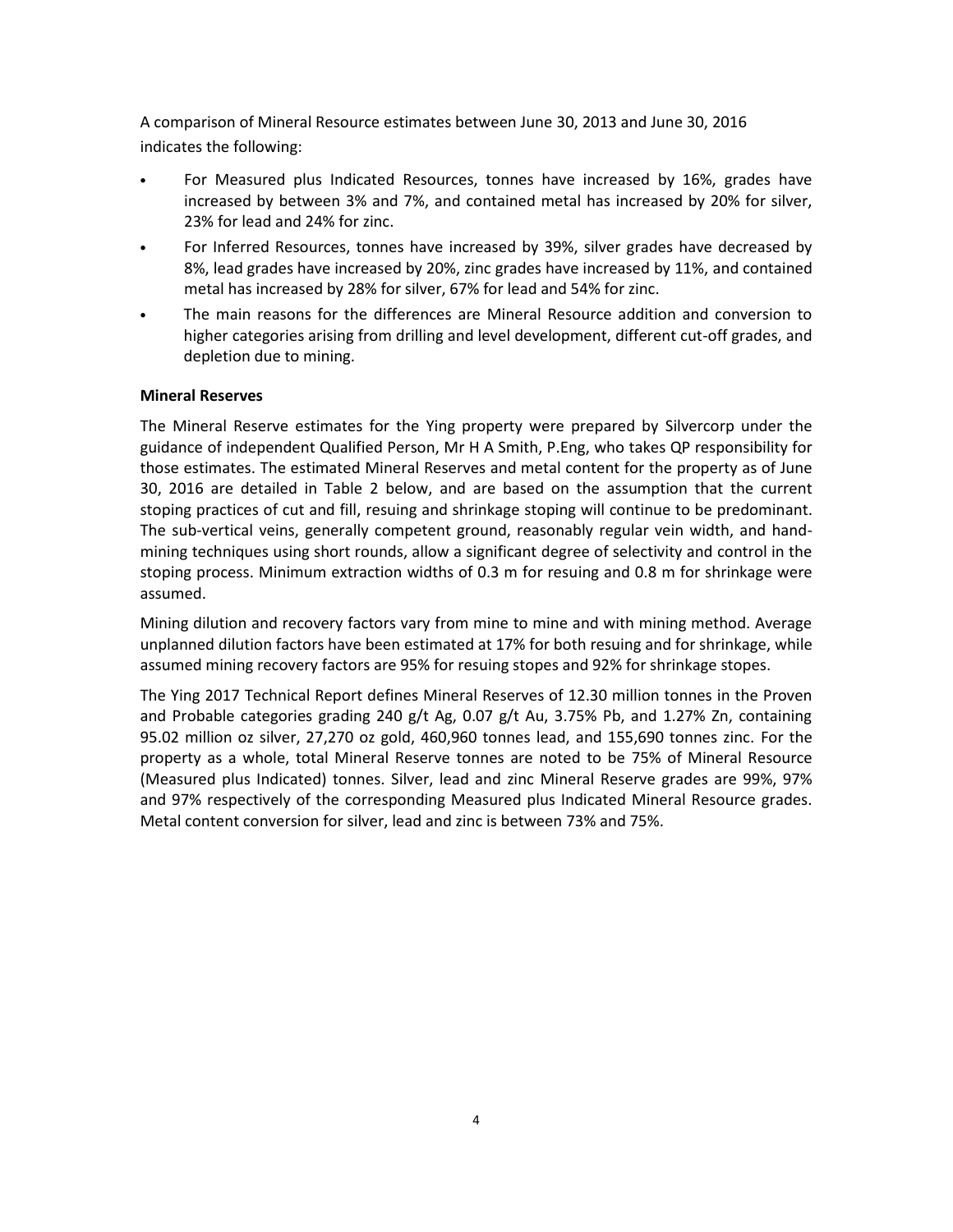A comparison of Mineral Resource estimates between June 30, 2013 and June 30, 2016 indicates the following:

- For Measured plus Indicated Resources, tonnes have increased by 16%, grades have increased by between 3% and 7%, and contained metal has increased by 20% for silver, 23% for lead and 24% for zinc.
- For Inferred Resources, tonnes have increased by 39%, silver grades have decreased by 8%, lead grades have increased by 20%, zinc grades have increased by 11%, and contained metal has increased by 28% for silver, 67% for lead and 54% for zinc.
- The main reasons for the differences are Mineral Resource addition and conversion to higher categories arising from drilling and level development, different cut-off grades, and depletion due to mining.

**Mineral Reserves**

The Mineral Reserve estimates for the Ying property were prepared by Silvercorp under the guidance of independent Qualified Person, Mr H A Smith, P.Eng, who takes QP responsibility for those estimates. The estimated Mineral Reserves and metal content for the property as of June 30, 2016 are detailed in Table 2 below, and are based on the assumption that the current stoping practices of cut and fill, resuing and shrinkage stoping will continue to be predominant. The sub-vertical veins, generally competent ground, reasonably regular vein width, and hand-mining techniques using short rounds, allow a significant degree of selectivity and control in the stoping process. Minimum extraction widths of 0.3 m for resuing and 0.8 m for shrinkage were assumed.

Mining dilution and recovery factors vary from mine to mine and with mining method. Average unplanned dilution factors have been estimated at 17% for both resuing and for shrinkage, while assumed mining recovery factors are 95% for resuing stopes and 92% for shrinkage stopes.

The Ying 2017 Technical Report defines Mineral Reserves of 12.30 million tonnes in the Proven and Probable categories grading 240 g/t Ag, 0.07 g/t Au, 3.75% Pb, and 1.27% Zn, containing 95.02 million oz silver, 27,270 oz gold, 460,960 tonnes lead, and 155,690 tonnes zinc. For the property as a whole, total Mineral Reserve tonnes are noted to be 75% of Mineral Resource (Measured plus Indicated) tonnes. Silver, lead and zinc Mineral Reserve grades are 99%, 97% and 97% respectively of the corresponding Measured plus Indicated Mineral Resource grades. Metal content conversion for silver, lead and zinc is between 73% and 75%.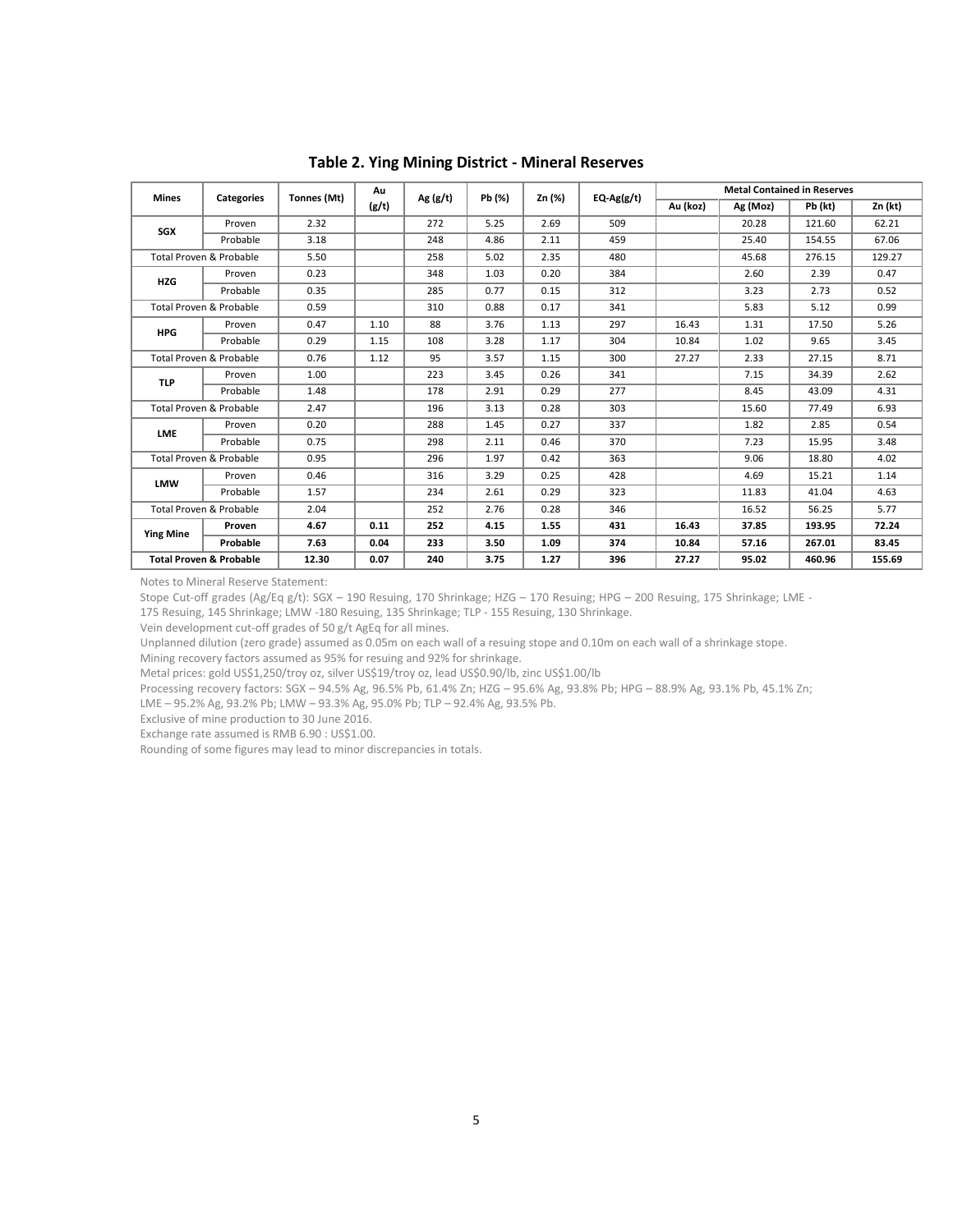**Table 2. Ying Mining District - Mineral Reserves**

| Mines | Categories | Tonnes (Mt) | Au (g/t) | Ag (g/t) | Pb (%) | Zn (%) | EQ-Ag(g/t) | Metal Contained in Reserves | | | |
|---|---|---|---|---|---|---|---|---|---|---|---|
| | | | | | | | | Au (koz) | Ag (Moz) | Pb (kt) | Zn (kt) |
| SGX | Proven | 2.32 | | 272 | 5.25 | 2.69 | 509 | | 20.28 | 121.60 | 62.21 |
| | Probable | 3.18 | | 248 | 4.86 | 2.11 | 459 | | 25.40 | 154.55 | 67.06 |
| Total Proven & Probable | | 5.50 | | 258 | 5.02 | 2.35 | 480 | | 45.68 | 276.15 | 129.27 |
| HZG | Proven | 0.23 | | 348 | 1.03 | 0.20 | 384 | | 2.60 | 2.39 | 0.47 |
| | Probable | 0.35 | | 285 | 0.77 | 0.15 | 312 | | 3.23 | 2.73 | 0.52 |
| Total Proven & Probable | | 0.59 | | 310 | 0.88 | 0.17 | 341 | | 5.83 | 5.12 | 0.99 |
| HPG | Proven | 0.47 | 1.10 | 88 | 3.76 | 1.13 | 297 | 16.43 | 1.31 | 17.50 | 5.26 |
| | Probable | 0.29 | 1.15 | 108 | 3.28 | 1.17 | 304 | 10.84 | 1.02 | 9.65 | 3.45 |
| Total Proven & Probable | | 0.76 | 1.12 | 95 | 3.57 | 1.15 | 300 | 27.27 | 2.33 | 27.15 | 8.71 |
| TLP | Proven | 1.00 | | 223 | 3.45 | 0.26 | 341 | | 7.15 | 34.39 | 2.62 |
| | Probable | 1.48 | | 178 | 2.91 | 0.29 | 277 | | 8.45 | 43.09 | 4.31 |
| Total Proven & Probable | | 2.47 | | 196 | 3.13 | 0.28 | 303 | | 15.60 | 77.49 | 6.93 |
| LME | Proven | 0.20 | | 288 | 1.45 | 0.27 | 337 | | 1.82 | 2.85 | 0.54 |
| | Probable | 0.75 | | 298 | 2.11 | 0.46 | 370 | | 7.23 | 15.95 | 3.48 |
| Total Proven & Probable | | 0.95 | | 296 | 1.97 | 0.42 | 363 | | 9.06 | 18.80 | 4.02 |
| LMW | Proven | 0.46 | | 316 | 3.29 | 0.25 | 428 | | 4.69 | 15.21 | 1.14 |
| | Probable | 1.57 | | 234 | 2.61 | 0.29 | 323 | | 11.83 | 41.04 | 4.63 |
| Total Proven & Probable | | 2.04 | | 252 | 2.76 | 0.28 | 346 | | 16.52 | 56.25 | 5.77 |
| **Ying Mine** | **Proven** | **4.67** | **0.11** | **252** | **4.15** | **1.55** | **431** | **16.43** | **37.85** | **193.95** | **72.24** |
| | **Probable** | **7.63** | **0.04** | **233** | **3.50** | **1.09** | **374** | **10.84** | **57.16** | **267.01** | **83.45** |
| **Total Proven & Probable** | | **12.30** | **0.07** | **240** | **3.75** | **1.27** | **396** | **27.27** | **95.02** | **460.96** | **155.69** |

Notes to Mineral Reserve Statement:

Stope Cut-off grades (Ag/Eq g/t): SGX – 190 Resuing, 170 Shrinkage; HZG – 170 Resuing; HPG – 200 Resuing, 175 Shrinkage; LME - 175 Resuing, 145 Shrinkage; LMW -180 Resuing, 135 Shrinkage; TLP - 155 Resuing, 130 Shrinkage.

Vein development cut-off grades of 50 g/t AgEq for all mines.

Unplanned dilution (zero grade) assumed as 0.05m on each wall of a resuing stope and 0.10m on each wall of a shrinkage stope.

Mining recovery factors assumed as 95% for resuing and 92% for shrinkage.

Metal prices: gold US$1,250/troy oz, silver US$19/troy oz, lead US$0.90/lb, zinc US$1.00/lb

Processing recovery factors: SGX – 94.5% Ag, 96.5% Pb, 61.4% Zn; HZG – 95.6% Ag, 93.8% Pb; HPG – 88.9% Ag, 93.1% Pb, 45.1% Zn; LME – 95.2% Ag, 93.2% Pb; LMW – 93.3% Ag, 95.0% Pb; TLP – 92.4% Ag, 93.5% Pb.

Exclusive of mine production to 30 June 2016.

Exchange rate assumed is RMB 6.90 : US$1.00.

Rounding of some figures may lead to minor discrepancies in totals.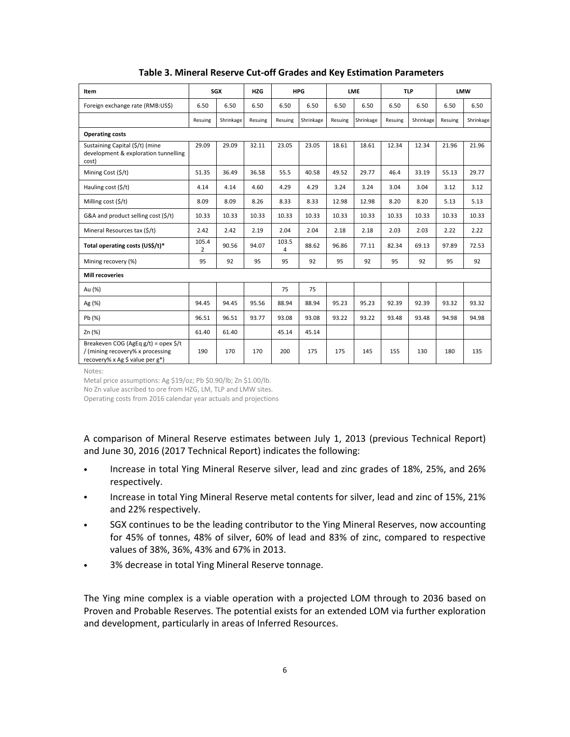**Table 3. Mineral Reserve Cut-off Grades and Key Estimation Parameters**

| Item | SGX | | HZG | HPG | | LME | | TLP | | LMW | |
|---|---|---|---|---|---|---|---|---|---|---|---|
| Foreign exchange rate (RMB:US$) | 6.50 | 6.50 | 6.50 | 6.50 | 6.50 | 6.50 | 6.50 | 6.50 | 6.50 | 6.50 | 6.50 |
| | Resuing | Shrinkage | Resuing | Resuing | Shrinkage | Resuing | Shrinkage | Resuing | Shrinkage | Resuing | Shrinkage |
| **Operating costs** | | | | | | | | | | | |
| Sustaining Capital ($/t) (mine development & exploration tunnelling cost) | 29.09 | 29.09 | 32.11 | 23.05 | 23.05 | 18.61 | 18.61 | 12.34 | 12.34 | 21.96 | 21.96 |
| Mining Cost ($/t) | 51.35 | 36.49 | 36.58 | 55.5 | 40.58 | 49.52 | 29.77 | 46.4 | 33.19 | 55.13 | 29.77 |
| Hauling cost ($/t) | 4.14 | 4.14 | 4.60 | 4.29 | 4.29 | 3.24 | 3.24 | 3.04 | 3.04 | 3.12 | 3.12 |
| Milling cost ($/t) | 8.09 | 8.09 | 8.26 | 8.33 | 8.33 | 12.98 | 12.98 | 8.20 | 8.20 | 5.13 | 5.13 |
| G&A and product selling cost ($/t) | 10.33 | 10.33 | 10.33 | 10.33 | 10.33 | 10.33 | 10.33 | 10.33 | 10.33 | 10.33 | 10.33 |
| Mineral Resources tax ($/t) | 2.42 | 2.42 | 2.19 | 2.04 | 2.04 | 2.18 | 2.18 | 2.03 | 2.03 | 2.22 | 2.22 |
| **Total operating costs (US$/t)*** | 105.42 | 90.56 | 94.07 | 103.54 | 88.62 | 96.86 | 77.11 | 82.34 | 69.13 | 97.89 | 72.53 |
| Mining recovery (%) | 95 | 92 | 95 | 95 | 92 | 95 | 92 | 95 | 92 | 95 | 92 |
| **Mill recoveries** | | | | | | | | | | | |
| Au (%) | | | | 75 | 75 | | | | | | |
| Ag (%) | 94.45 | 94.45 | 95.56 | 88.94 | 88.94 | 95.23 | 95.23 | 92.39 | 92.39 | 93.32 | 93.32 |
| Pb (%) | 96.51 | 96.51 | 93.77 | 93.08 | 93.08 | 93.22 | 93.22 | 93.48 | 93.48 | 94.98 | 94.98 |
| Zn (%) | 61.40 | 61.40 | | 45.14 | 45.14 | | | | | | |
| Breakeven COG (AgEq g/t) = opex $/t / (mining recovery% x processing recovery% x Ag $ value per g*) | 190 | 170 | 170 | 200 | 175 | 175 | 145 | 155 | 130 | 180 | 135 |

Notes:

Metal price assumptions: Ag $19/oz; Pb $0.90/lb; Zn $1.00/lb.

No Zn value ascribed to ore from HZG, LM, TLP and LMW sites.

Operating costs from 2016 calendar year actuals and projections

A comparison of Mineral Reserve estimates between July 1, 2013 (previous Technical Report) and June 30, 2016 (2017 Technical Report) indicates the following:

- Increase in total Ying Mineral Reserve silver, lead and zinc grades of 18%, 25%, and 26% respectively.
- Increase in total Ying Mineral Reserve metal contents for silver, lead and zinc of 15%, 21% and 22% respectively.
- SGX continues to be the leading contributor to the Ying Mineral Reserves, now accounting for 45% of tonnes, 48% of silver, 60% of lead and 83% of zinc, compared to respective values of 38%, 36%, 43% and 67% in 2013.
- 3% decrease in total Ying Mineral Reserve tonnage.

The Ying mine complex is a viable operation with a projected LOM through to 2036 based on Proven and Probable Reserves. The potential exists for an extended LOM via further exploration and development, particularly in areas of Inferred Resources.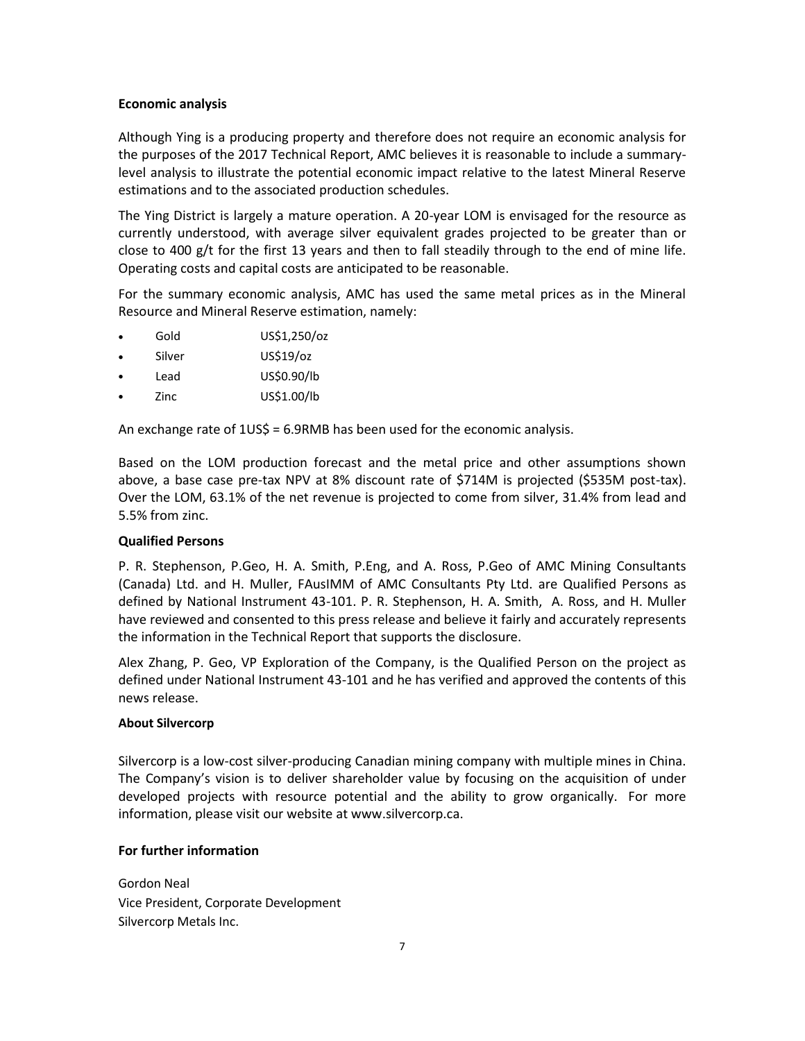**Economic analysis**

Although Ying is a producing property and therefore does not require an economic analysis for the purposes of the 2017 Technical Report, AMC believes it is reasonable to include a summary-level analysis to illustrate the potential economic impact relative to the latest Mineral Reserve estimations and to the associated production schedules.

The Ying District is largely a mature operation. A 20-year LOM is envisaged for the resource as currently understood, with average silver equivalent grades projected to be greater than or close to 400 g/t for the first 13 years and then to fall steadily through to the end of mine life. Operating costs and capital costs are anticipated to be reasonable.

For the summary economic analysis, AMC has used the same metal prices as in the Mineral Resource and Mineral Reserve estimation, namely:

- Gold US$1,250/oz
- Silver US$19/oz
- Lead US$0.90/lb
- Zinc US$1.00/lb

An exchange rate of 1US$ = 6.9RMB has been used for the economic analysis.

Based on the LOM production forecast and the metal price and other assumptions shown above, a base case pre-tax NPV at 8% discount rate of $714M is projected ($535M post-tax). Over the LOM, 63.1% of the net revenue is projected to come from silver, 31.4% from lead and 5.5% from zinc.

**Qualified Persons**

P. R. Stephenson, P.Geo, H. A. Smith, P.Eng, and A. Ross, P.Geo of AMC Mining Consultants (Canada) Ltd. and H. Muller, FAusIMM of AMC Consultants Pty Ltd. are Qualified Persons as defined by National Instrument 43-101. P. R. Stephenson, H. A. Smith, A. Ross, and H. Muller have reviewed and consented to this press release and believe it fairly and accurately represents the information in the Technical Report that supports the disclosure.

Alex Zhang, P. Geo, VP Exploration of the Company, is the Qualified Person on the project as defined under National Instrument 43-101 and he has verified and approved the contents of this news release.

**About Silvercorp**

Silvercorp is a low-cost silver-producing Canadian mining company with multiple mines in China. The Company's vision is to deliver shareholder value by focusing on the acquisition of under developed projects with resource potential and the ability to grow organically. For more information, please visit our website at www.silvercorp.ca.

**For further information**

Gordon Neal
Vice President, Corporate Development
Silvercorp Metals Inc.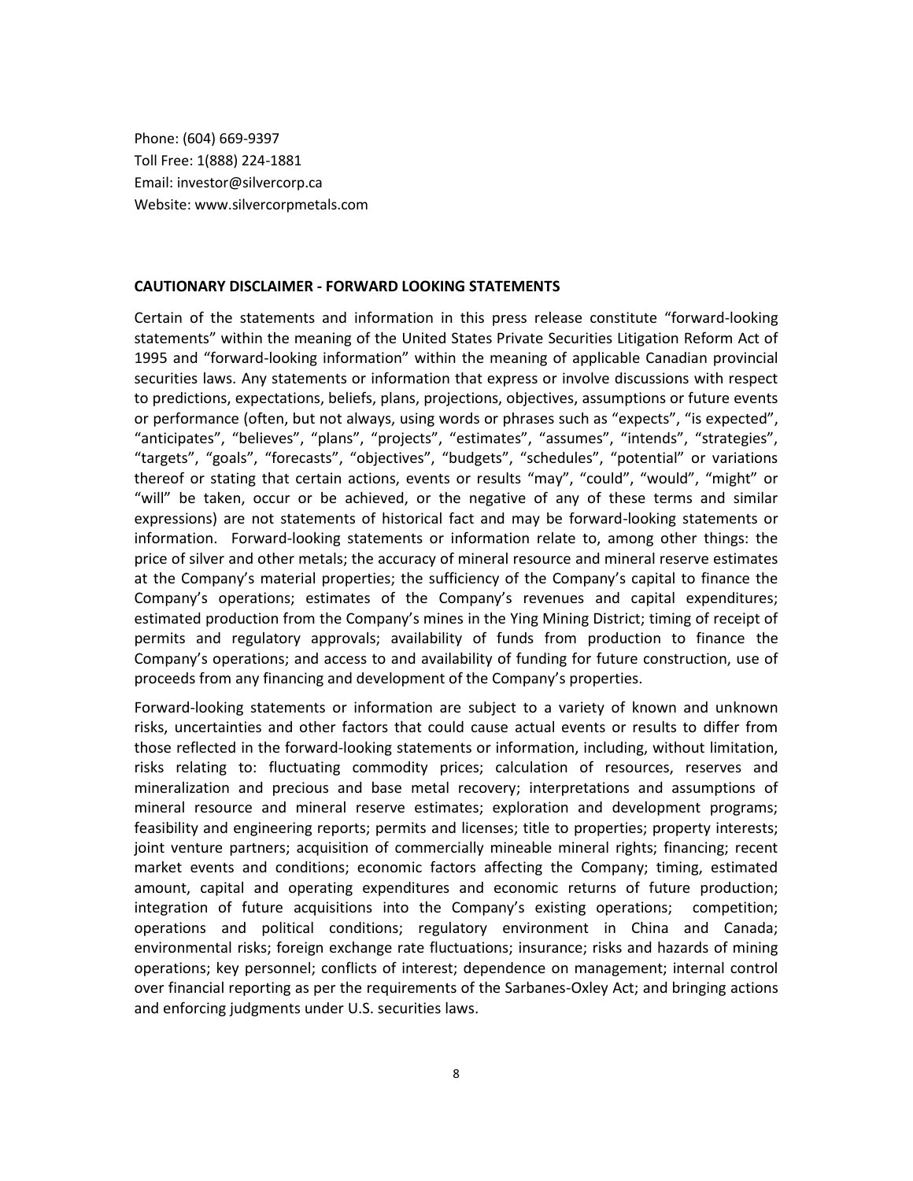Phone: (604) 669-9397
Toll Free: 1(888) 224-1881
Email: investor@silvercorp.ca
Website: www.silvercorpmetals.com

**CAUTIONARY DISCLAIMER - FORWARD LOOKING STATEMENTS**

Certain of the statements and information in this press release constitute "forward-looking statements" within the meaning of the United States Private Securities Litigation Reform Act of 1995 and "forward-looking information" within the meaning of applicable Canadian provincial securities laws. Any statements or information that express or involve discussions with respect to predictions, expectations, beliefs, plans, projections, objectives, assumptions or future events or performance (often, but not always, using words or phrases such as "expects", "is expected", "anticipates", "believes", "plans", "projects", "estimates", "assumes", "intends", "strategies", "targets", "goals", "forecasts", "objectives", "budgets", "schedules", "potential" or variations thereof or stating that certain actions, events or results "may", "could", "would", "might" or "will" be taken, occur or be achieved, or the negative of any of these terms and similar expressions) are not statements of historical fact and may be forward-looking statements or information. Forward-looking statements or information relate to, among other things: the price of silver and other metals; the accuracy of mineral resource and mineral reserve estimates at the Company's material properties; the sufficiency of the Company's capital to finance the Company's operations; estimates of the Company's revenues and capital expenditures; estimated production from the Company's mines in the Ying Mining District; timing of receipt of permits and regulatory approvals; availability of funds from production to finance the Company's operations; and access to and availability of funding for future construction, use of proceeds from any financing and development of the Company's properties.

Forward-looking statements or information are subject to a variety of known and unknown risks, uncertainties and other factors that could cause actual events or results to differ from those reflected in the forward-looking statements or information, including, without limitation, risks relating to: fluctuating commodity prices; calculation of resources, reserves and mineralization and precious and base metal recovery; interpretations and assumptions of mineral resource and mineral reserve estimates; exploration and development programs; feasibility and engineering reports; permits and licenses; title to properties; property interests; joint venture partners; acquisition of commercially mineable mineral rights; financing; recent market events and conditions; economic factors affecting the Company; timing, estimated amount, capital and operating expenditures and economic returns of future production; integration of future acquisitions into the Company's existing operations; competition; operations and political conditions; regulatory environment in China and Canada; environmental risks; foreign exchange rate fluctuations; insurance; risks and hazards of mining operations; key personnel; conflicts of interest; dependence on management; internal control over financial reporting as per the requirements of the Sarbanes-Oxley Act; and bringing actions and enforcing judgments under U.S. securities laws.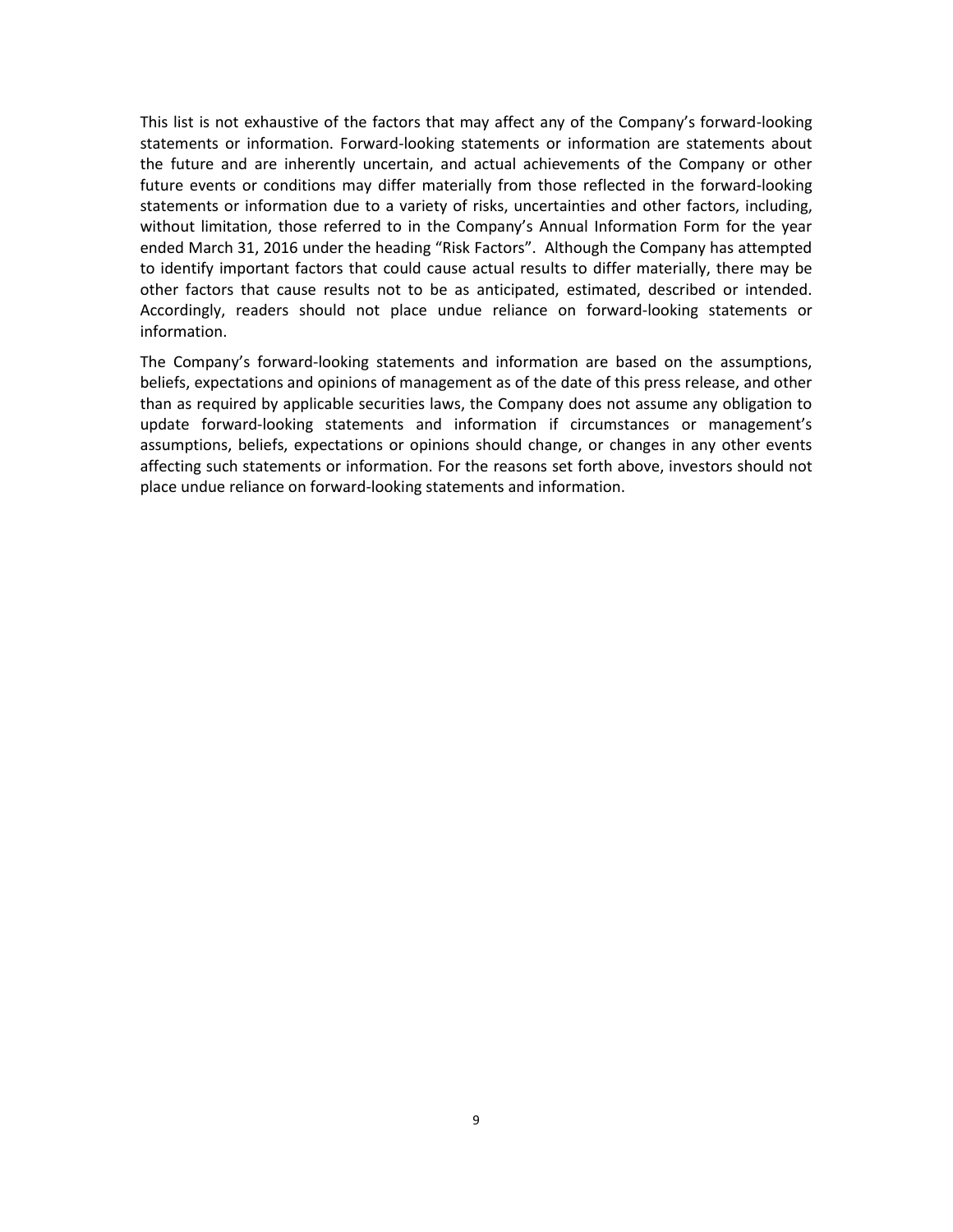This list is not exhaustive of the factors that may affect any of the Company's forward-looking statements or information. Forward-looking statements or information are statements about the future and are inherently uncertain, and actual achievements of the Company or other future events or conditions may differ materially from those reflected in the forward-looking statements or information due to a variety of risks, uncertainties and other factors, including, without limitation, those referred to in the Company's Annual Information Form for the year ended March 31, 2016 under the heading "Risk Factors". Although the Company has attempted to identify important factors that could cause actual results to differ materially, there may be other factors that cause results not to be as anticipated, estimated, described or intended. Accordingly, readers should not place undue reliance on forward-looking statements or information.

The Company's forward-looking statements and information are based on the assumptions, beliefs, expectations and opinions of management as of the date of this press release, and other than as required by applicable securities laws, the Company does not assume any obligation to update forward-looking statements and information if circumstances or management's assumptions, beliefs, expectations or opinions should change, or changes in any other events affecting such statements or information. For the reasons set forth above, investors should not place undue reliance on forward-looking statements and information.